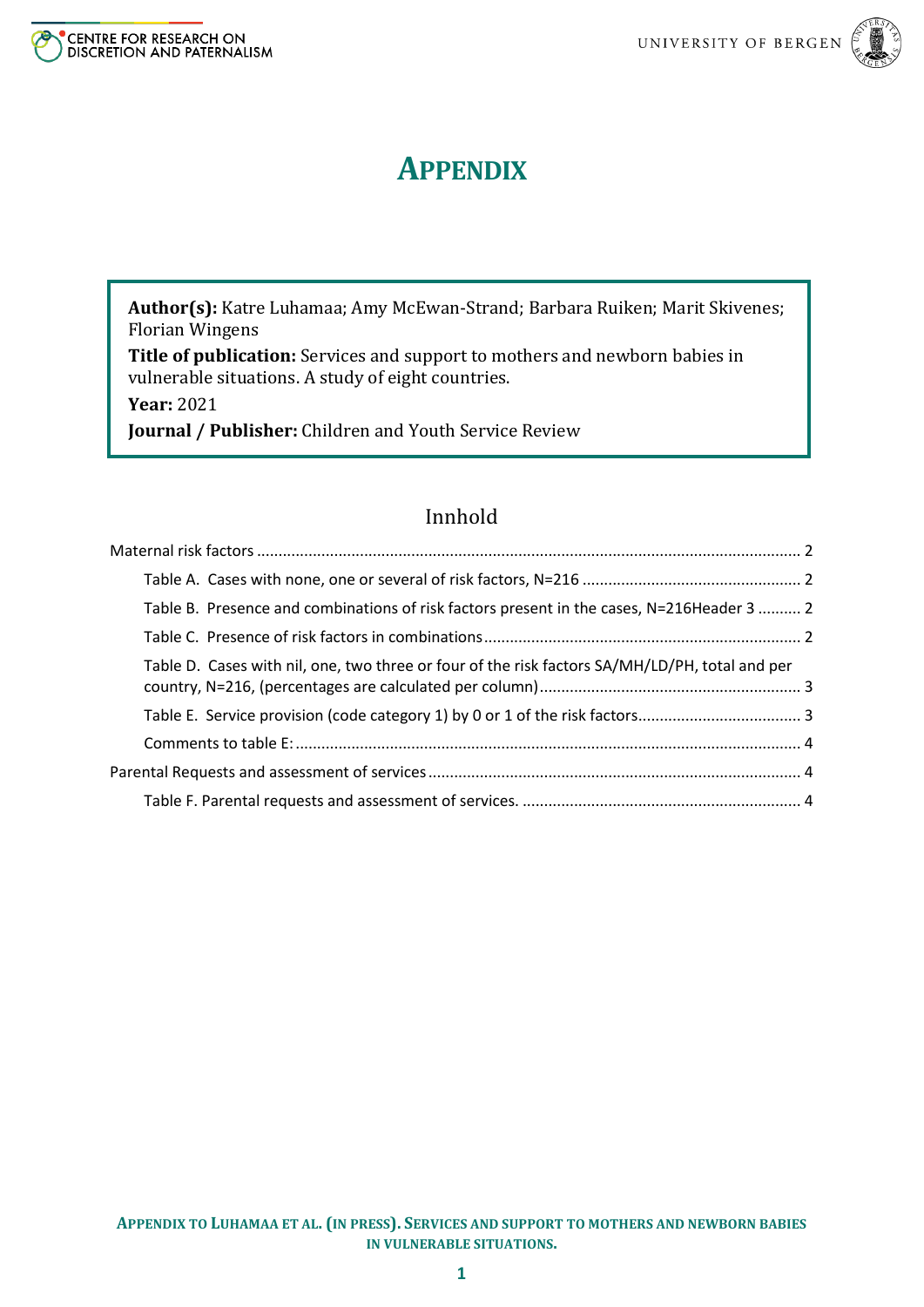# APPENDIX

**Author(s):** Katre Luhamaa; Amy McEwan-Strand; Barbara Ruiken; Marit Skivenes; Florian Wingens

**Title of publication:** Services and support to mothers and newborn babies in vulnerable situations. A study of eight countries.

**Year:** 2021

**Journal / Publisher:** Children and Youth Service Review

## Innhold

Maternal risk factors ........................................................................ 2

- Table A. Cases with none, one or several of risk factors, N=216 ........................................ 2
- Table B. Presence and combinations of risk factors present in the cases, N=216Header 3 .......... 2
- Table C. Presence of risk factors in combinations ........................................ 2
- Table D. Cases with nil, one, two three or four of the risk factors SA/MH/LD/PH, total and per country, N=216, (percentages are calculated per column) ........................................ 3
- Table E. Service provision (code category 1) by 0 or 1 of the risk factors ........................................ 3
- Comments to table E: ........................................ 4

Parental Requests and assessment of services ........................................ 4

- Table F. Parental requests and assessment of services. ........................................ 4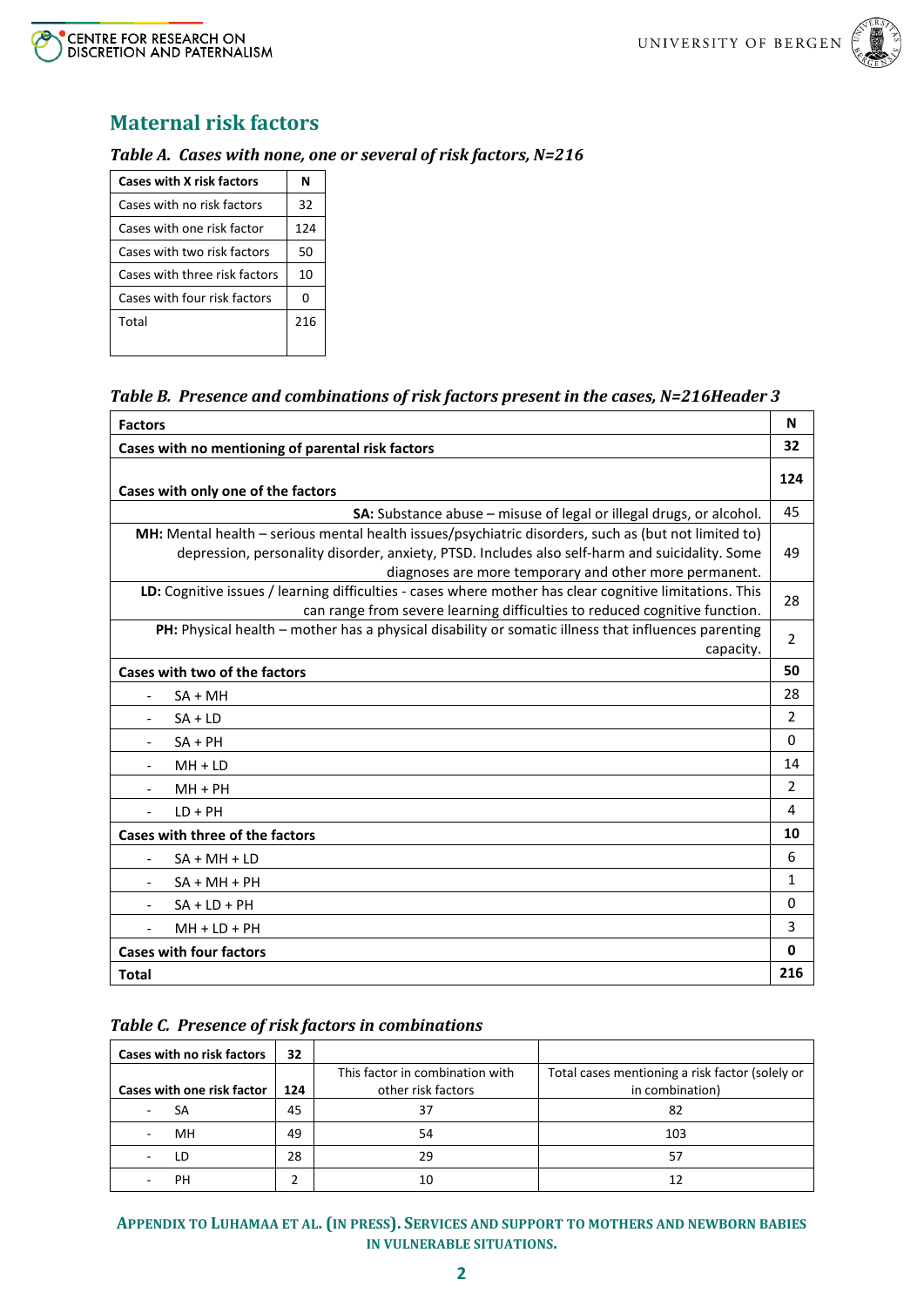## Maternal risk factors

### *Table A. Cases with none, one or several of risk factors, N=216*

| Cases with X risk factors | N |
|---|---|
| Cases with no risk factors | 32 |
| Cases with one risk factor | 124 |
| Cases with two risk factors | 50 |
| Cases with three risk factors | 10 |
| Cases with four risk factors | 0 |
| Total | 216 |

### *Table B. Presence and combinations of risk factors present in the cases, N=216Header 3*

| Factors | N |
|---|---|
| **Cases with no mentioning of parental risk factors** | **32** |
| **Cases with only one of the factors** | **124** |
| **SA:** Substance abuse – misuse of legal or illegal drugs, or alcohol. | 45 |
| **MH:** Mental health – serious mental health issues/psychiatric disorders, such as (but not limited to) depression, personality disorder, anxiety, PTSD. Includes also self-harm and suicidality. Some diagnoses are more temporary and other more permanent. | 49 |
| **LD:** Cognitive issues / learning difficulties - cases where mother has clear cognitive limitations. This can range from severe learning difficulties to reduced cognitive function. | 28 |
| **PH:** Physical health – mother has a physical disability or somatic illness that influences parenting capacity. | 2 |
| **Cases with two of the factors** | **50** |
| - SA + MH | 28 |
| - SA + LD | 2 |
| - SA + PH | 0 |
| - MH + LD | 14 |
| - MH + PH | 2 |
| - LD + PH | 4 |
| **Cases with three of the factors** | **10** |
| - SA + MH + LD | 6 |
| - SA + MH + PH | 1 |
| - SA + LD + PH | 0 |
| - MH + LD + PH | 3 |
| **Cases with four factors** | **0** |
| **Total** | **216** |

### *Table C. Presence of risk factors in combinations*

| **Cases with no risk factors** | **32** | | |
|---|---|---|---|
| **Cases with one risk factor** | **124** | This factor in combination with other risk factors | Total cases mentioning a risk factor (solely or in combination) |
| - SA | 45 | 37 | 82 |
| - MH | 49 | 54 | 103 |
| - LD | 28 | 29 | 57 |
| - PH | 2 | 10 | 12 |

**Appendix to Luhamaa et al. (in press). Services and support to mothers and newborn babies in vulnerable situations.**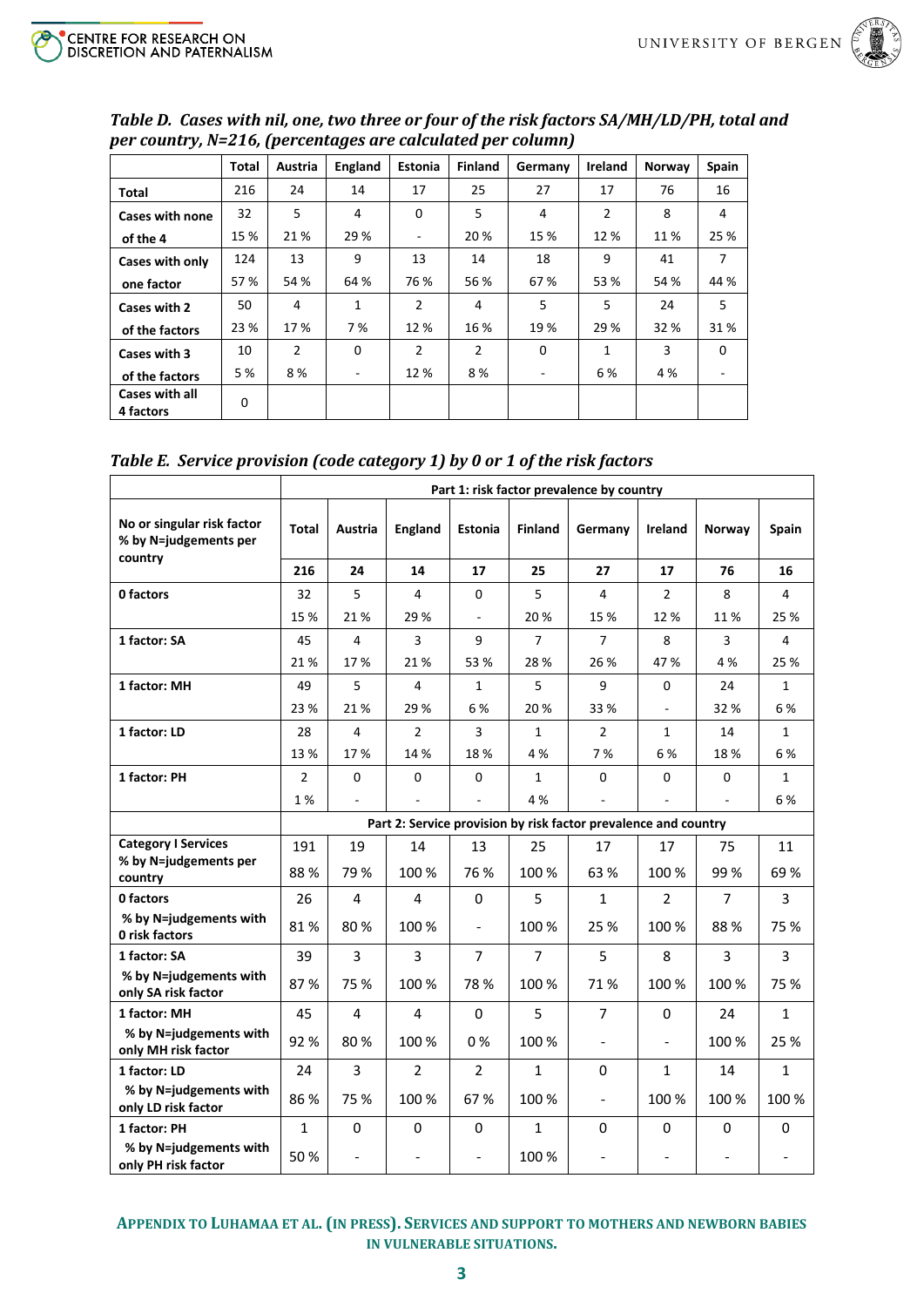***Table D. Cases with nil, one, two three or four of the risk factors SA/MH/LD/PH, total and per country, N=216, (percentages are calculated per column)***

| | Total | Austria | England | Estonia | Finland | Germany | Ireland | Norway | Spain |
|---|---|---|---|---|---|---|---|---|---|
| **Total** | 216 | 24 | 14 | 17 | 25 | 27 | 17 | 76 | 16 |
| **Cases with none of the 4** | 32 | 5 | 4 | 0 | 5 | 4 | 2 | 8 | 4 |
| | 15 % | 21 % | 29 % | - | 20 % | 15 % | 12 % | 11 % | 25 % |
| **Cases with only one factor** | 124 | 13 | 9 | 13 | 14 | 18 | 9 | 41 | 7 |
| | 57 % | 54 % | 64 % | 76 % | 56 % | 67 % | 53 % | 54 % | 44 % |
| **Cases with 2 of the factors** | 50 | 4 | 1 | 2 | 4 | 5 | 5 | 24 | 5 |
| | 23 % | 17 % | 7 % | 12 % | 16 % | 19 % | 29 % | 32 % | 31 % |
| **Cases with 3 of the factors** | 10 | 2 | 0 | 2 | 2 | 0 | 1 | 3 | 0 |
| | 5 % | 8 % | - | 12 % | 8 % | - | 6 % | 4 % | - |
| **Cases with all 4 factors** | 0 | | | | | | | | |

***Table E. Service provision (code category 1) by 0 or 1 of the risk factors***

| | Part 1: risk factor prevalence by country | | | | | | | | |
|---|---|---|---|---|---|---|---|---|---|
| **No or singular risk factor % by N=judgements per country** | **Total** | **Austria** | **England** | **Estonia** | **Finland** | **Germany** | **Ireland** | **Norway** | **Spain** |
| | **216** | **24** | **14** | **17** | **25** | **27** | **17** | **76** | **16** |
| **0 factors** | 32 | 5 | 4 | 0 | 5 | 4 | 2 | 8 | 4 |
| | 15 % | 21 % | 29 % | - | 20 % | 15 % | 12 % | 11 % | 25 % |
| **1 factor: SA** | 45 | 4 | 3 | 9 | 7 | 7 | 8 | 3 | 4 |
| | 21 % | 17 % | 21 % | 53 % | 28 % | 26 % | 47 % | 4 % | 25 % |
| **1 factor: MH** | 49 | 5 | 4 | 1 | 5 | 9 | 0 | 24 | 1 |
| | 23 % | 21 % | 29 % | 6 % | 20 % | 33 % | - | 32 % | 6 % |
| **1 factor: LD** | 28 | 4 | 2 | 3 | 1 | 2 | 1 | 14 | 1 |
| | 13 % | 17 % | 14 % | 18 % | 4 % | 7 % | 6 % | 18 % | 6 % |
| **1 factor: PH** | 2 | 0 | 0 | 0 | 1 | 0 | 0 | 0 | 1 |
| | 1 % | - | - | - | 4 % | - | - | - | 6 % |
| | **Part 2: Service provision by risk factor prevalence and country** | | | | | | | | |
| **Category I Services** % by N=judgements per country | 191 | 19 | 14 | 13 | 25 | 17 | 17 | 75 | 11 |
| | 88 % | 79 % | 100 % | 76 % | 100 % | 63 % | 100 % | 99 % | 69 % |
| **0 factors** % by N=judgements with 0 risk factors | 26 | 4 | 4 | 0 | 5 | 1 | 2 | 7 | 3 |
| | 81 % | 80 % | 100 % | - | 100 % | 25 % | 100 % | 88 % | 75 % |
| **1 factor: SA** % by N=judgements with only SA risk factor | 39 | 3 | 3 | 7 | 7 | 5 | 8 | 3 | 3 |
| | 87 % | 75 % | 100 % | 78 % | 100 % | 71 % | 100 % | 100 % | 75 % |
| **1 factor: MH** % by N=judgements with only MH risk factor | 45 | 4 | 4 | 0 | 5 | 7 | 0 | 24 | 1 |
| | 92 % | 80 % | 100 % | 0 % | 100 % | - | - | 100 % | 25 % |
| **1 factor: LD** % by N=judgements with only LD risk factor | 24 | 3 | 2 | 2 | 1 | 0 | 1 | 14 | 1 |
| | 86 % | 75 % | 100 % | 67 % | 100 % | - | 100 % | 100 % | 100 % |
| **1 factor: PH** % by N=judgements with only PH risk factor | 1 | 0 | 0 | 0 | 1 | 0 | 0 | 0 | 0 |
| | 50 % | - | - | - | 100 % | - | - | - | - |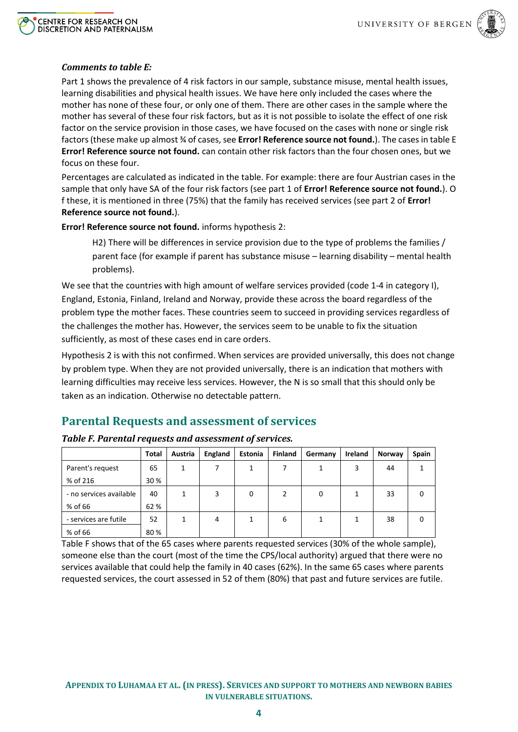***Comments to table E:***

Part 1 shows the prevalence of 4 risk factors in our sample, substance misuse, mental health issues, learning disabilities and physical health issues. We have here only included the cases where the mother has none of these four, or only one of them. There are other cases in the sample where the mother has several of these four risk factors, but as it is not possible to isolate the effect of one risk factor on the service provision in those cases, we have focused on the cases with none or single risk factors (these make up almost ¾ of cases, see **Error! Reference source not found.**). The cases in table E **Error! Reference source not found.** can contain other risk factors than the four chosen ones, but we focus on these four.

Percentages are calculated as indicated in the table. For example: there are four Austrian cases in the sample that only have SA of the four risk factors (see part 1 of **Error! Reference source not found.**). O f these, it is mentioned in three (75%) that the family has received services (see part 2 of **Error! Reference source not found.**).

**Error! Reference source not found.** informs hypothesis 2:

> H2) There will be differences in service provision due to the type of problems the families / parent face (for example if parent has substance misuse – learning disability – mental health problems).

We see that the countries with high amount of welfare services provided (code 1-4 in category I), England, Estonia, Finland, Ireland and Norway, provide these across the board regardless of the problem type the mother faces. These countries seem to succeed in providing services regardless of the challenges the mother has. However, the services seem to be unable to fix the situation sufficiently, as most of these cases end in care orders.

Hypothesis 2 is with this not confirmed. When services are provided universally, this does not change by problem type. When they are not provided universally, there is an indication that mothers with learning difficulties may receive less services. However, the N is so small that this should only be taken as an indication. Otherwise no detectable pattern.

## Parental Requests and assessment of services

***Table F. Parental requests and assessment of services.***

| | Total | Austria | England | Estonia | Finland | Germany | Ireland | Norway | Spain |
|---|---|---|---|---|---|---|---|---|---|
| Parent's request<br>% of 216 | 65<br>30 % | 1 | 7 | 1 | 7 | 1 | 3 | 44 | 1 |
| - no services available<br>% of 66 | 40<br>62 % | 1 | 3 | 0 | 2 | 0 | 1 | 33 | 0 |
| - services are futile<br>% of 66 | 52<br>80 % | 1 | 4 | 1 | 6 | 1 | 1 | 38 | 0 |

Table F shows that of the 65 cases where parents requested services (30% of the whole sample), someone else than the court (most of the time the CPS/local authority) argued that there were no services available that could help the family in 40 cases (62%). In the same 65 cases where parents requested services, the court assessed in 52 of them (80%) that past and future services are futile.